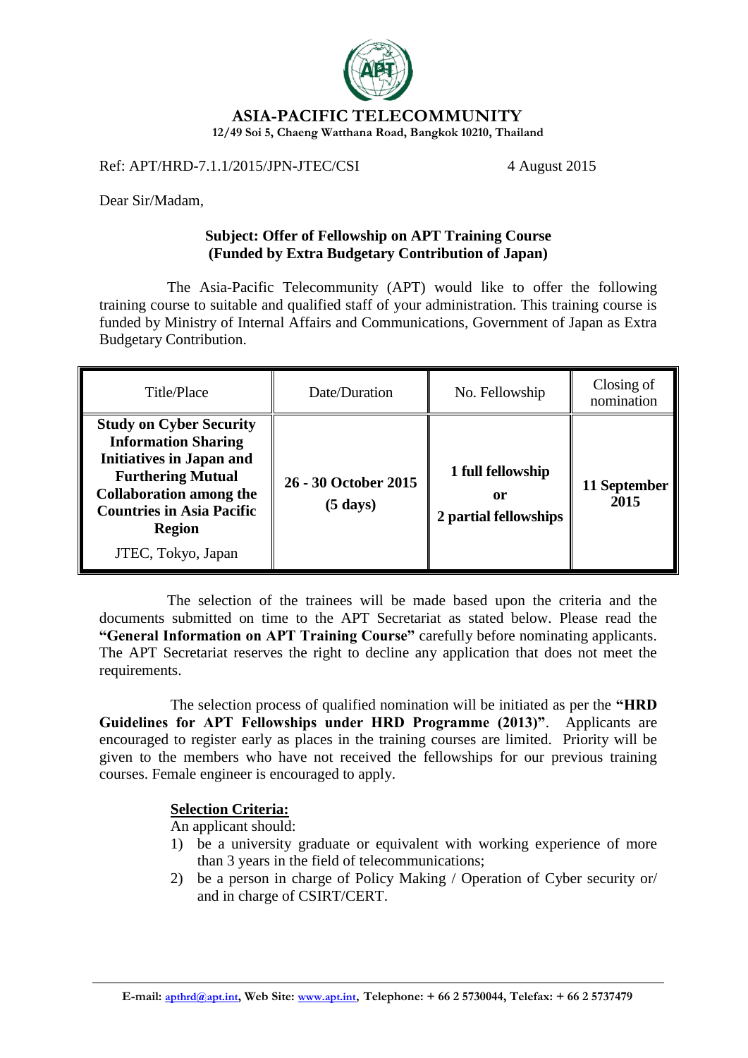# ASIA-PACIFIC TELECOMMUNITY

12/49 Soi 5, Chaeng Watthana Road, Bangkok 10210, Thailand

Ref: APT/HRD-7.1.1/2015/JPN-JTEC/CSI

4 August 2015

Dear Sir/Madam,

**Subject: Offer of Fellowship on APT Training Course (Funded by Extra Budgetary Contribution of Japan)**

The Asia-Pacific Telecommunity (APT) would like to offer the following training course to suitable and qualified staff of your administration. This training course is funded by Ministry of Internal Affairs and Communications, Government of Japan as Extra Budgetary Contribution.

| Title/Place | Date/Duration | No. Fellowship | Closing of nomination |
|---|---|---|---|
| **Study on Cyber Security Information Sharing Initiatives in Japan and Furthering Mutual Collaboration among the Countries in Asia Pacific Region** JTEC, Tokyo, Japan | **26 - 30 October 2015 (5 days)** | **1 full fellowship or 2 partial fellowships** | **11 September 2015** |

The selection of the trainees will be made based upon the criteria and the documents submitted on time to the APT Secretariat as stated below. Please read the **"General Information on APT Training Course"** carefully before nominating applicants. The APT Secretariat reserves the right to decline any application that does not meet the requirements.

The selection process of qualified nomination will be initiated as per the **"HRD Guidelines for APT Fellowships under HRD Programme (2013)"**. Applicants are encouraged to register early as places in the training courses are limited. Priority will be given to the members who have not received the fellowships for our previous training courses. Female engineer is encouraged to apply.

**Selection Criteria:**

An applicant should:

1) be a university graduate or equivalent with working experience of more than 3 years in the field of telecommunications;
2) be a person in charge of Policy Making / Operation of Cyber security or/ and in charge of CSIRT/CERT.

**E-mail: apthrd@apt.int, Web Site: www.apt.int, Telephone: + 66 2 5730044, Telefax: + 66 2 5737479**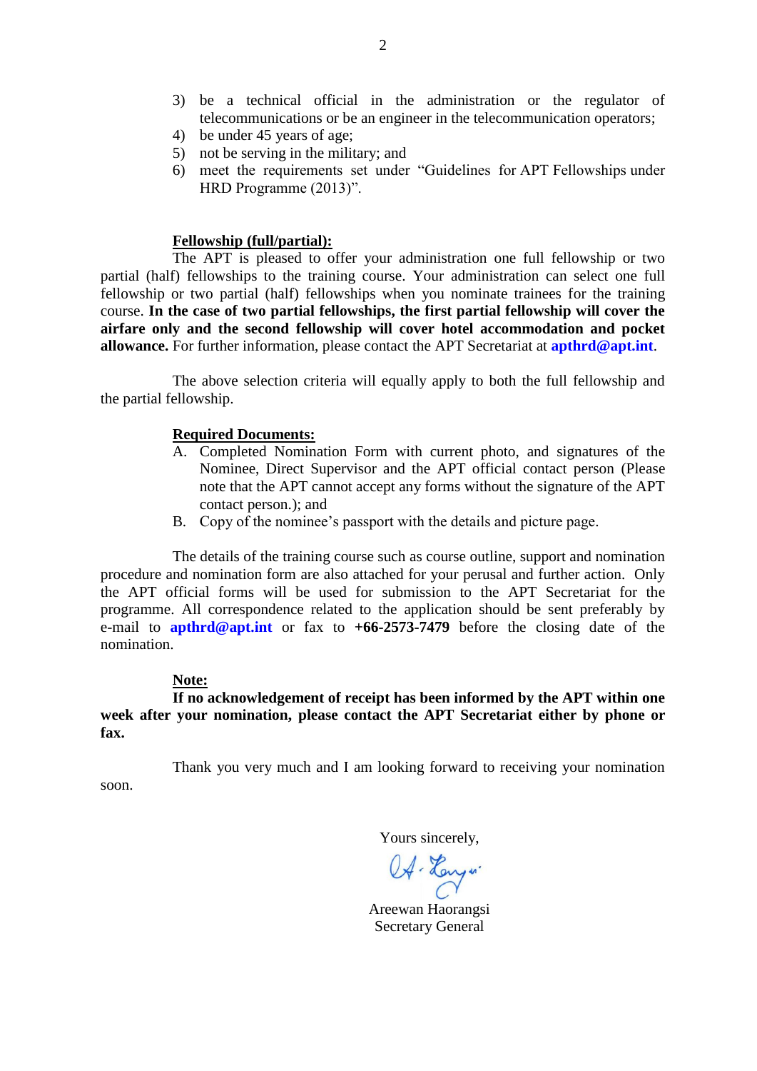3) be a technical official in the administration or the regulator of telecommunications or be an engineer in the telecommunication operators;
4) be under 45 years of age;
5) not be serving in the military; and
6) meet the requirements set under "Guidelines for APT Fellowships under HRD Programme (2013)".

**Fellowship (full/partial):**

The APT is pleased to offer your administration one full fellowship or two partial (half) fellowships to the training course. Your administration can select one full fellowship or two partial (half) fellowships when you nominate trainees for the training course. **In the case of two partial fellowships, the first partial fellowship will cover the airfare only and the second fellowship will cover hotel accommodation and pocket allowance.** For further information, please contact the APT Secretariat at **apthrd@apt.int**.

The above selection criteria will equally apply to both the full fellowship and the partial fellowship.

**Required Documents:**

A. Completed Nomination Form with current photo, and signatures of the Nominee, Direct Supervisor and the APT official contact person (Please note that the APT cannot accept any forms without the signature of the APT contact person.); and
B. Copy of the nominee's passport with the details and picture page.

The details of the training course such as course outline, support and nomination procedure and nomination form are also attached for your perusal and further action. Only the APT official forms will be used for submission to the APT Secretariat for the programme. All correspondence related to the application should be sent preferably by e-mail to **apthrd@apt.int** or fax to **+66-2573-7479** before the closing date of the nomination.

**Note:**

**If no acknowledgement of receipt has been informed by the APT within one week after your nomination, please contact the APT Secretariat either by phone or fax.**

Thank you very much and I am looking forward to receiving your nomination soon.

Yours sincerely,

Areewan Haorangsi
Secretary General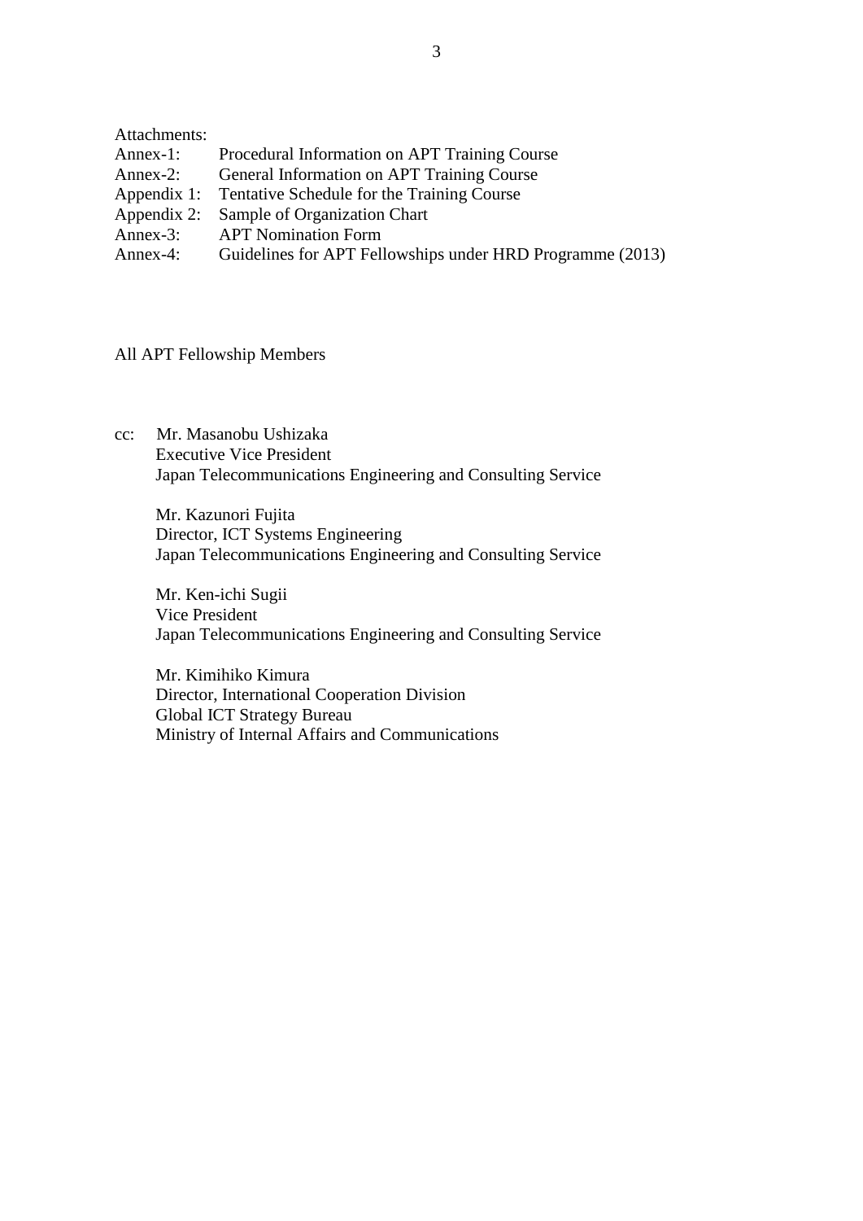Attachments:

| | |
|---|---|
| Annex-1: | Procedural Information on APT Training Course |
| Annex-2: | General Information on APT Training Course |
| Appendix 1: | Tentative Schedule for the Training Course |
| Appendix 2: | Sample of Organization Chart |
| Annex-3: | APT Nomination Form |
| Annex-4: | Guidelines for APT Fellowships under HRD Programme (2013) |

All APT Fellowship Members

cc: Mr. Masanobu Ushizaka
Executive Vice President
Japan Telecommunications Engineering and Consulting Service

Mr. Kazunori Fujita
Director, ICT Systems Engineering
Japan Telecommunications Engineering and Consulting Service

Mr. Ken-ichi Sugii
Vice President
Japan Telecommunications Engineering and Consulting Service

Mr. Kimihiko Kimura
Director, International Cooperation Division
Global ICT Strategy Bureau
Ministry of Internal Affairs and Communications